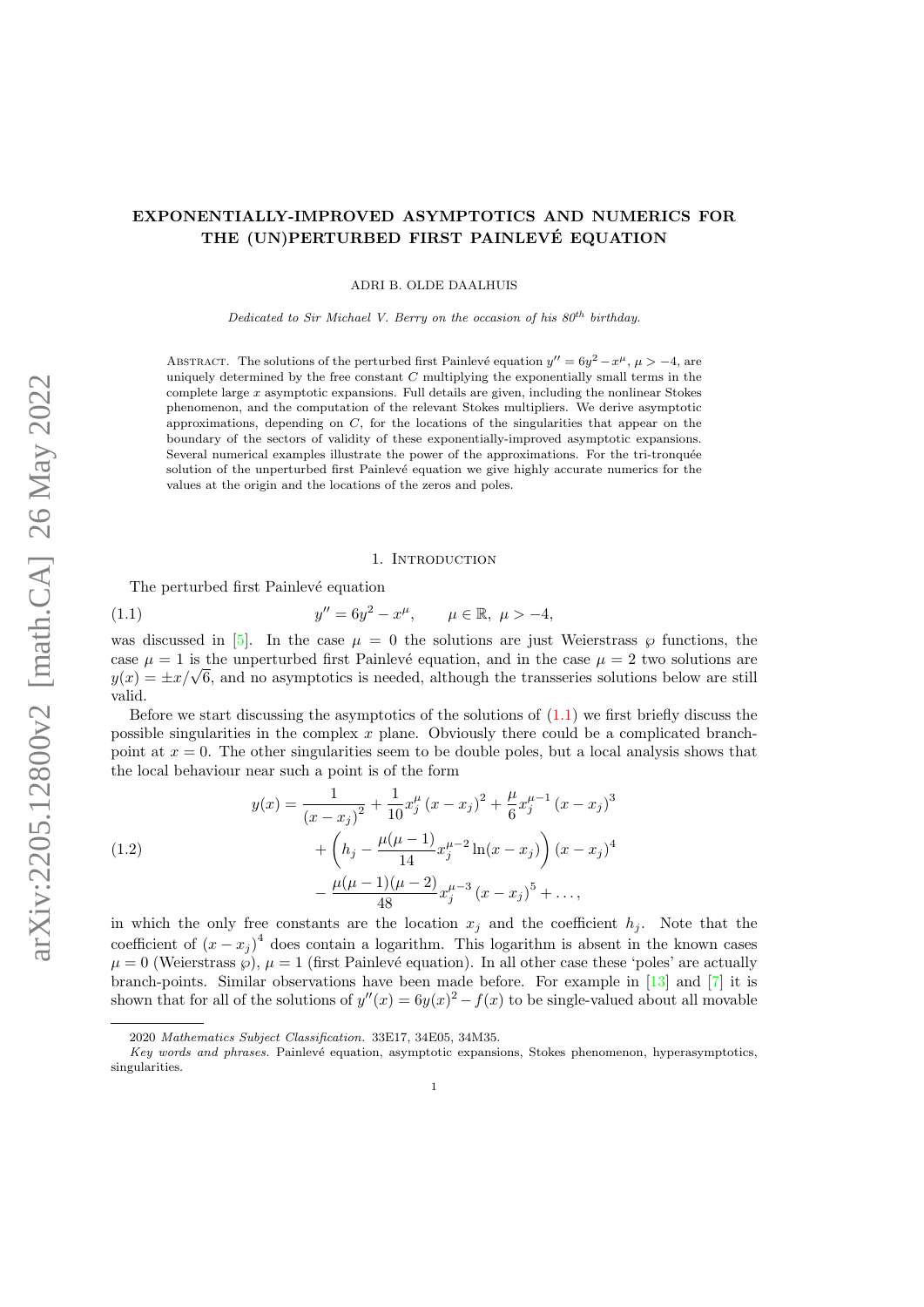# EXPONENTIALLY-IMPROVED ASYMPTOTICS AND NUMERICS FOR THE (UN)PERTURBED FIRST PAINLEVÉ EQUATION

ADRI B. OLDE DAALHUIS

*Dedicated to Sir Michael V. Berry on the occasion of his 80th birthday.*

Abstract. The solutions of the perturbed first Painlevé equation $y'' = 6y^2 - x^\mu$, $\mu > -4$, are uniquely determined by the free constant $C$ multiplying the exponentially small terms in the complete large $x$ asymptotic expansions. Full details are given, including the nonlinear Stokes phenomenon, and the computation of the relevant Stokes multipliers. We derive asymptotic approximations, depending on $C$, for the locations of the singularities that appear on the boundary of the sectors of validity of these exponentially-improved asymptotic expansions. Several numerical examples illustrate the power of the approximations. For the tri-tronquée solution of the unperturbed first Painlevé equation we give highly accurate numerics for the values at the origin and the locations of the zeros and poles.

## 1. Introduction

The perturbed first Painlevé equation

$$y'' = 6y^2 - x^\mu, \qquad \mu \in \mathbb{R},\ \mu > -4, \tag{1.1}$$

was discussed in [5]. In the case $\mu = 0$ the solutions are just Weierstrass $\wp$ functions, the case $\mu = 1$ is the unperturbed first Painlevé equation, and in the case $\mu = 2$ two solutions are $y(x) = \pm x/\sqrt{6}$, and no asymptotics is needed, although the transseries solutions below are still valid.

Before we start discussing the asymptotics of the solutions of (1.1) we first briefly discuss the possible singularities in the complex $x$ plane. Obviously there could be a complicated branch-point at $x = 0$. The other singularities seem to be double poles, but a local analysis shows that the local behaviour near such a point is of the form

$$\begin{aligned} y(x) = {} & \frac{1}{(x - x_j)^2} + \frac{1}{10} x_j^\mu (x - x_j)^2 + \frac{\mu}{6} x_j^{\mu-1} (x - x_j)^3 \\ & + \left( h_j - \frac{\mu(\mu-1)}{14} x_j^{\mu-2} \ln(x - x_j) \right) (x - x_j)^4 \\ & - \frac{\mu(\mu-1)(\mu-2)}{48} x_j^{\mu-3} (x - x_j)^5 + \dots, \end{aligned} \tag{1.2}$$

in which the only free constants are the location $x_j$ and the coefficient $h_j$. Note that the coefficient of $(x - x_j)^4$ does contain a logarithm. This logarithm is absent in the known cases $\mu = 0$ (Weierstrass $\wp$), $\mu = 1$ (first Painlevé equation). In all other case these 'poles' are actually branch-points. Similar observations have been made before. For example in [13] and [7] it is shown that for all of the solutions of $y''(x) = 6y(x)^2 - f(x)$ to be single-valued about all movable

2020 *Mathematics Subject Classification.* 33E17, 34E05, 34M35.

*Key words and phrases.* Painlevé equation, asymptotic expansions, Stokes phenomenon, hyperasymptotics, singularities.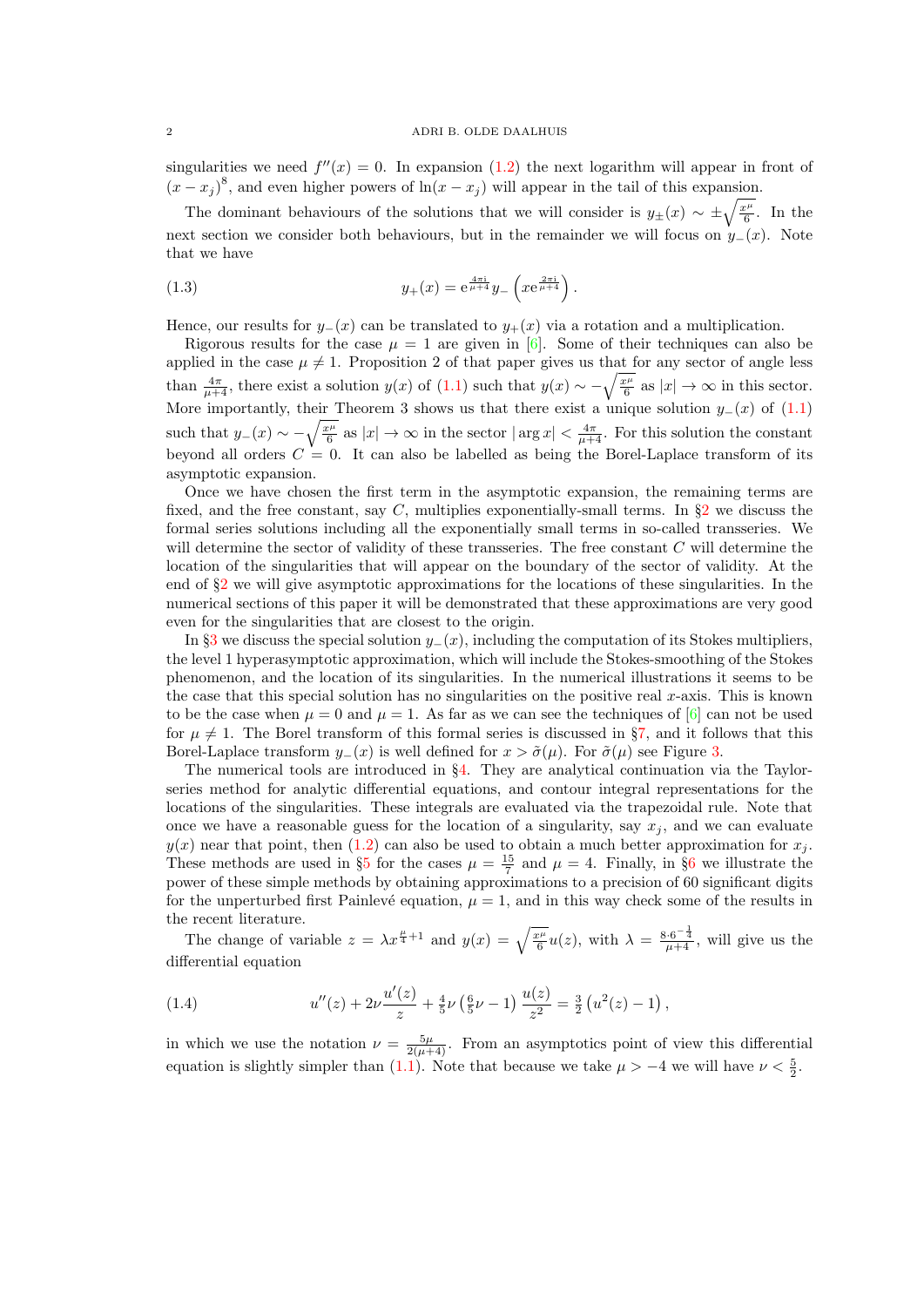singularities we need $f''(x) = 0$. In expansion (1.2) the next logarithm will appear in front of $(x-x_j)^8$, and even higher powers of $\ln(x-x_j)$ will appear in the tail of this expansion.

The dominant behaviours of the solutions that we will consider is $y_\pm(x) \sim \pm\sqrt{\frac{x^\mu}{6}}$. In the next section we consider both behaviours, but in the remainder we will focus on $y_-(x)$. Note that we have

$$y_+(x) = \mathrm{e}^{\frac{4\pi \mathrm{i}}{\mu+4}} y_-\left(x \mathrm{e}^{\frac{2\pi \mathrm{i}}{\mu+4}}\right). \tag{1.3}$$

Hence, our results for $y_-(x)$ can be translated to $y_+(x)$ via a rotation and a multiplication.

Rigorous results for the case $\mu = 1$ are given in [6]. Some of their techniques can also be applied in the case $\mu \neq 1$. Proposition 2 of that paper gives us that for any sector of angle less than $\frac{4\pi}{\mu+4}$, there exist a solution $y(x)$ of (1.1) such that $y(x) \sim -\sqrt{\frac{x^\mu}{6}}$ as $|x| \to \infty$ in this sector. More importantly, their Theorem 3 shows us that there exist a unique solution $y_-(x)$ of (1.1) such that $y_-(x) \sim -\sqrt{\frac{x^\mu}{6}}$ as $|x| \to \infty$ in the sector $|\arg x| < \frac{4\pi}{\mu+4}$. For this solution the constant beyond all orders $C = 0$. It can also be labelled as being the Borel-Laplace transform of its asymptotic expansion.

Once we have chosen the first term in the asymptotic expansion, the remaining terms are fixed, and the free constant, say $C$, multiplies exponentially-small terms. In §2 we discuss the formal series solutions including all the exponentially small terms in so-called transseries. We will determine the sector of validity of these transseries. The free constant $C$ will determine the location of the singularities that will appear on the boundary of the sector of validity. At the end of §2 we will give asymptotic approximations for the locations of these singularities. In the numerical sections of this paper it will be demonstrated that these approximations are very good even for the singularities that are closest to the origin.

In §3 we discuss the special solution $y_-(x)$, including the computation of its Stokes multipliers, the level 1 hyperasymptotic approximation, which will include the Stokes-smoothing of the Stokes phenomenon, and the location of its singularities. In the numerical illustrations it seems to be the case that this special solution has no singularities on the positive real $x$-axis. This is known to be the case when $\mu = 0$ and $\mu = 1$. As far as we can see the techniques of [6] can not be used for $\mu \neq 1$. The Borel transform of this formal series is discussed in §7, and it follows that this Borel-Laplace transform $y_-(x)$ is well defined for $x > \tilde{\sigma}(\mu)$. For $\tilde{\sigma}(\mu)$ see Figure 3.

The numerical tools are introduced in §4. They are analytical continuation via the Taylor-series method for analytic differential equations, and contour integral representations for the locations of the singularities. These integrals are evaluated via the trapezoidal rule. Note that once we have a reasonable guess for the location of a singularity, say $x_j$, and we can evaluate $y(x)$ near that point, then (1.2) can also be used to obtain a much better approximation for $x_j$. These methods are used in §5 for the cases $\mu = \frac{15}{7}$ and $\mu = 4$. Finally, in §6 we illustrate the power of these simple methods by obtaining approximations to a precision of 60 significant digits for the unperturbed first Painlevé equation, $\mu = 1$, and in this way check some of the results in the recent literature.

The change of variable $z = \lambda x^{\frac{\mu}{4}+1}$ and $y(x) = \sqrt{\frac{x^\mu}{6}}\, u(z)$, with $\lambda = \frac{8 \cdot 6^{-\frac{1}{4}}}{\mu+4}$, will give us the differential equation

$$u''(z) + 2\nu \frac{u'(z)}{z} + \tfrac{4}{5}\nu\left(\tfrac{6}{5}\nu - 1\right)\frac{u(z)}{z^2} = \tfrac{3}{2}\left(u^2(z) - 1\right), \tag{1.4}$$

in which we use the notation $\nu = \frac{5\mu}{2(\mu+4)}$. From an asymptotics point of view this differential equation is slightly simpler than (1.1). Note that because we take $\mu > -4$ we will have $\nu < \frac{5}{2}$.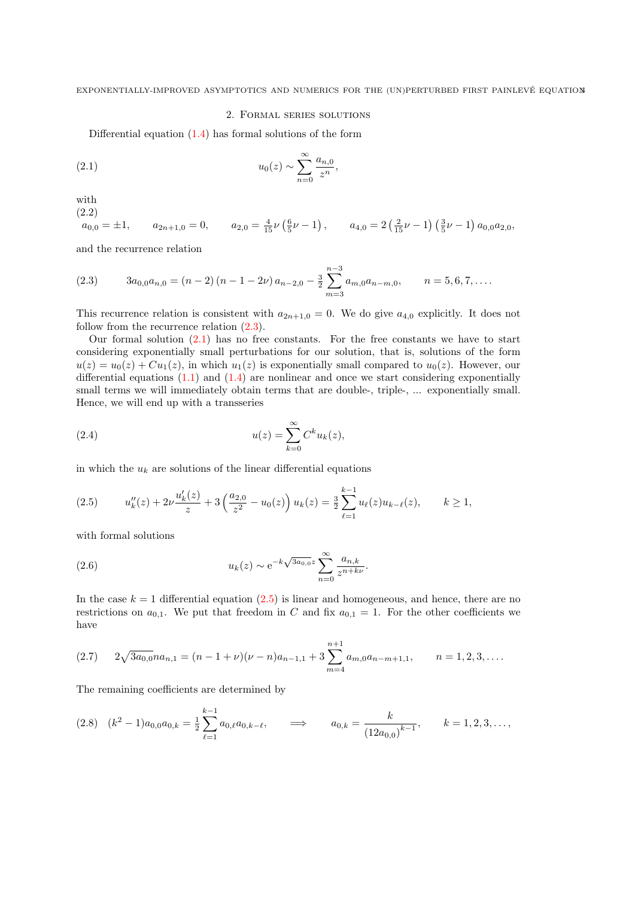## 2. Formal series solutions

Differential equation (1.4) has formal solutions of the form

$$u_0(z) \sim \sum_{n=0}^{\infty} \frac{a_{n,0}}{z^n}, \tag{2.1}$$

with

$$a_{0,0} = \pm 1, \qquad a_{2n+1,0} = 0, \qquad a_{2,0} = \tfrac{4}{15}\nu\left(\tfrac{6}{5}\nu - 1\right), \qquad a_{4,0} = 2\left(\tfrac{2}{15}\nu - 1\right)\left(\tfrac{3}{5}\nu - 1\right)a_{0,0}a_{2,0}, \tag{2.2}$$

and the recurrence relation

$$3a_{0,0}a_{n,0} = (n-2)(n-1-2\nu)\,a_{n-2,0} - \tfrac{3}{2}\sum_{m=3}^{n-3} a_{m,0}a_{n-m,0}, \qquad n = 5, 6, 7, \ldots. \tag{2.3}$$

This recurrence relation is consistent with $a_{2n+1,0} = 0$. We do give $a_{4,0}$ explicitly. It does not follow from the recurrence relation (2.3).

Our formal solution (2.1) has no free constants. For the free constants we have to start considering exponentially small perturbations for our solution, that is, solutions of the form $u(z) = u_0(z) + Cu_1(z)$, in which $u_1(z)$ is exponentially small compared to $u_0(z)$. However, our differential equations (1.1) and (1.4) are nonlinear and once we start considering exponentially small terms we will immediately obtain terms that are double-, triple-, ... exponentially small. Hence, we will end up with a transseries

$$u(z) = \sum_{k=0}^{\infty} C^k u_k(z), \tag{2.4}$$

in which the $u_k$ are solutions of the linear differential equations

$$u_k''(z) + 2\nu\frac{u_k'(z)}{z} + 3\left(\frac{a_{2,0}}{z^2} - u_0(z)\right)u_k(z) = \tfrac{3}{2}\sum_{\ell=1}^{k-1} u_\ell(z)u_{k-\ell}(z), \qquad k \geq 1, \tag{2.5}$$

with formal solutions

$$u_k(z) \sim \mathrm{e}^{-k\sqrt{3a_{0,0}}\,z}\sum_{n=0}^{\infty} \frac{a_{n,k}}{z^{n+k\nu}}. \tag{2.6}$$

In the case $k = 1$ differential equation (2.5) is linear and homogeneous, and hence, there are no restrictions on $a_{0,1}$. We put that freedom in $C$ and fix $a_{0,1} = 1$. For the other coefficients we have

$$2\sqrt{3a_{0,0}}\,na_{n,1} = (n-1+\nu)(\nu-n)a_{n-1,1} + 3\sum_{m=4}^{n+1} a_{m,0}a_{n-m+1,1}, \qquad n = 1, 2, 3, \ldots. \tag{2.7}$$

The remaining coefficients are determined by

$$(k^2-1)a_{0,0}a_{0,k} = \tfrac{1}{2}\sum_{\ell=1}^{k-1} a_{0,\ell}a_{0,k-\ell}, \qquad \Longrightarrow \qquad a_{0,k} = \frac{k}{\left(12a_{0,0}\right)^{k-1}}, \qquad k = 1, 2, 3, \ldots, \tag{2.8}$$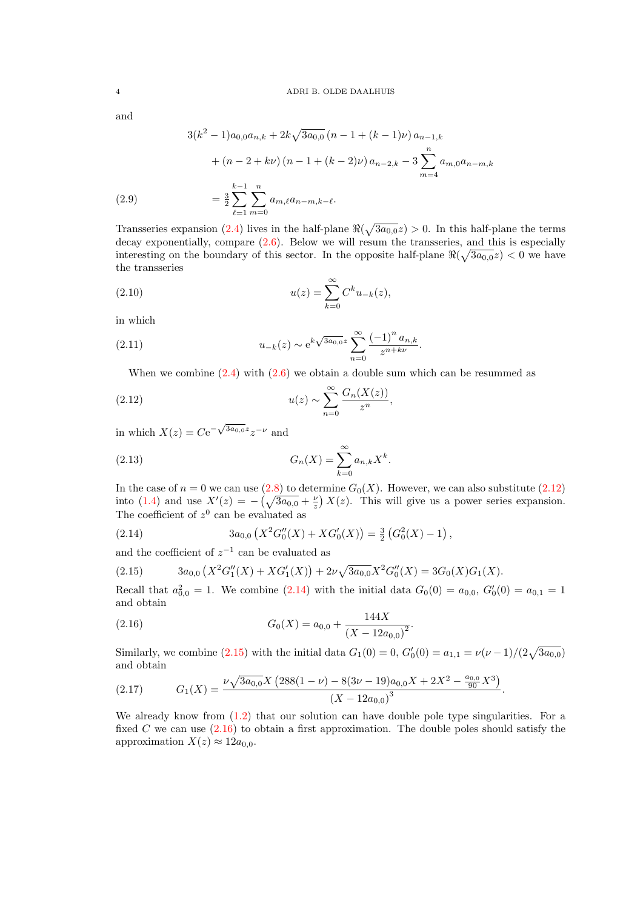and

$$
\begin{aligned}
&3(k^2-1)a_{0,0}a_{n,k} + 2k\sqrt{3a_{0,0}}\,(n-1+(k-1)\nu)\,a_{n-1,k} \\
&\qquad + (n-2+k\nu)\,(n-1+(k-2)\nu)\,a_{n-2,k} - 3\sum_{m=4}^{n} a_{m,0}a_{n-m,k} \\
&\qquad = \tfrac{3}{2}\sum_{\ell=1}^{k-1}\sum_{m=0}^{n} a_{m,\ell}a_{n-m,k-\ell}.
\end{aligned}
\tag{2.9}
$$

Transseries expansion (2.4) lives in the half-plane $\Re(\sqrt{3a_{0,0}}z) > 0$. In this half-plane the terms decay exponentially, compare (2.6). Below we will resum the transseries, and this is especially interesting on the boundary of this sector. In the opposite half-plane $\Re(\sqrt{3a_{0,0}}z) < 0$ we have the transseries

$$
u(z) = \sum_{k=0}^{\infty} C^k u_{-k}(z),
\tag{2.10}
$$

in which

$$
u_{-k}(z) \sim \mathrm{e}^{k\sqrt{3a_{0,0}}z}\sum_{n=0}^{\infty}\frac{(-1)^n a_{n,k}}{z^{n+k\nu}}.
\tag{2.11}
$$

When we combine (2.4) with (2.6) we obtain a double sum which can be resummed as

$$
u(z) \sim \sum_{n=0}^{\infty}\frac{G_n(X(z))}{z^n},
\tag{2.12}
$$

in which $X(z) = C\mathrm{e}^{-\sqrt{3a_{0,0}}z}z^{-\nu}$ and

$$
G_n(X) = \sum_{k=0}^{\infty} a_{n,k}X^k.
\tag{2.13}
$$

In the case of $n=0$ we can use (2.8) to determine $G_0(X)$. However, we can also substitute (2.12) into (1.4) and use $X'(z) = -\left(\sqrt{3a_{0,0}} + \frac{\nu}{z}\right)X(z)$. This will give us a power series expansion. The coefficient of $z^0$ can be evaluated as

$$
3a_{0,0}\left(X^2G_0''(X) + XG_0'(X)\right) = \tfrac{3}{2}\left(G_0^2(X) - 1\right),
\tag{2.14}
$$

and the coefficient of $z^{-1}$ can be evaluated as

$$
3a_{0,0}\left(X^2G_1''(X) + XG_1'(X)\right) + 2\nu\sqrt{3a_{0,0}}X^2G_0''(X) = 3G_0(X)G_1(X).
\tag{2.15}
$$

Recall that $a_{0,0}^2 = 1$. We combine (2.14) with the initial data $G_0(0) = a_{0,0}$, $G_0'(0) = a_{0,1} = 1$ and obtain

$$
G_0(X) = a_{0,0} + \frac{144X}{\left(X - 12a_{0,0}\right)^2}.
\tag{2.16}
$$

Similarly, we combine (2.15) with the initial data $G_1(0) = 0$, $G_0'(0) = a_{1,1} = \nu(\nu-1)/(2\sqrt{3a_{0,0}})$ and obtain

$$
G_1(X) = \frac{\nu\sqrt{3a_{0,0}}X\left(288(1-\nu) - 8(3\nu-19)a_{0,0}X + 2X^2 - \frac{a_{0,0}}{90}X^3\right)}{\left(X - 12a_{0,0}\right)^3}.
\tag{2.17}
$$

We already know from (1.2) that our solution can have double pole type singularities. For a fixed $C$ we can use (2.16) to obtain a first approximation. The double poles should satisfy the approximation $X(z) \approx 12a_{0,0}$.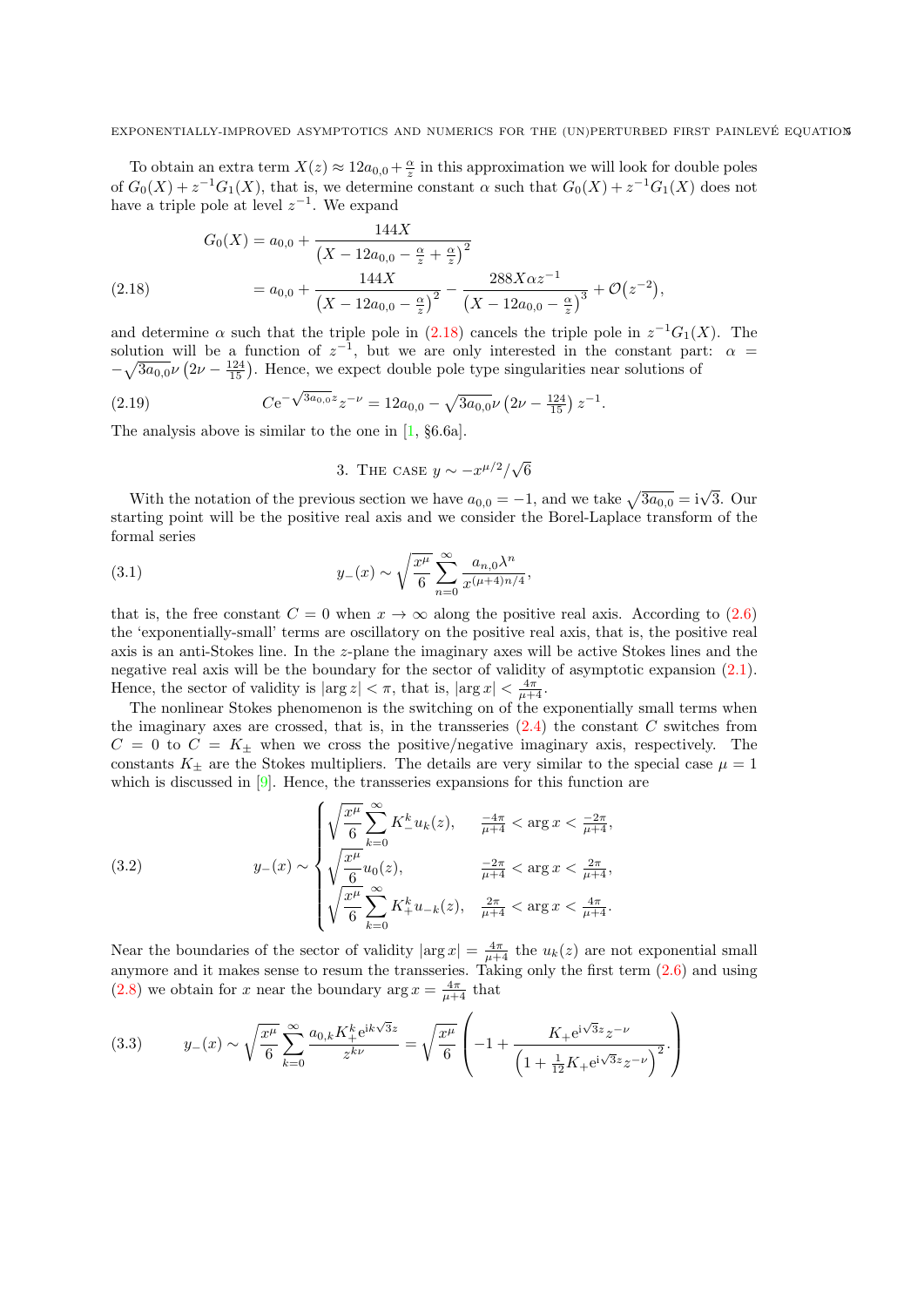To obtain an extra term $X(z) \approx 12a_{0,0} + \frac{\alpha}{z}$ in this approximation we will look for double poles of $G_0(X) + z^{-1}G_1(X)$, that is, we determine constant $\alpha$ such that $G_0(X) + z^{-1}G_1(X)$ does not have a triple pole at level $z^{-1}$. We expand

$$
\begin{aligned}
G_0(X) &= a_{0,0} + \frac{144X}{\left(X - 12a_{0,0} - \frac{\alpha}{z} + \frac{\alpha}{z}\right)^2} \\
&= a_{0,0} + \frac{144X}{\left(X - 12a_{0,0} - \frac{\alpha}{z}\right)^2} - \frac{288X\alpha z^{-1}}{\left(X - 12a_{0,0} - \frac{\alpha}{z}\right)^3} + \mathcal{O}\big(z^{-2}\big),
\end{aligned}
\tag{2.18}
$$

and determine $\alpha$ such that the triple pole in (2.18) cancels the triple pole in $z^{-1}G_1(X)$. The solution will be a function of $z^{-1}$, but we are only interested in the constant part: $\alpha = -\sqrt{3a_{0,0}}\nu\left(2\nu - \frac{124}{15}\right)$. Hence, we expect double pole type singularities near solutions of

$$
C\mathrm{e}^{-\sqrt{3a_{0,0}}z} z^{-\nu} = 12a_{0,0} - \sqrt{3a_{0,0}}\nu\left(2\nu - \tfrac{124}{15}\right) z^{-1}. \tag{2.19}
$$

The analysis above is similar to the one in [1, §6.6a].

## 3. The case $y \sim -x^{\mu/2}/\sqrt{6}$

With the notation of the previous section we have $a_{0,0} = -1$, and we take $\sqrt{3a_{0,0}} = \mathrm{i}\sqrt{3}$. Our starting point will be the positive real axis and we consider the Borel-Laplace transform of the formal series

$$
y_-(x) \sim \sqrt{\frac{x^\mu}{6}} \sum_{n=0}^{\infty} \frac{a_{n,0}\lambda^n}{x^{(\mu+4)n/4}}, \tag{3.1}
$$

that is, the free constant $C = 0$ when $x \to \infty$ along the positive real axis. According to (2.6) the 'exponentially-small' terms are oscillatory on the positive real axis, that is, the positive real axis is an anti-Stokes line. In the $z$-plane the imaginary axes will be active Stokes lines and the negative real axis will be the boundary for the sector of validity of asymptotic expansion (2.1). Hence, the sector of validity is $|\arg z| < \pi$, that is, $|\arg x| < \frac{4\pi}{\mu+4}$.

The nonlinear Stokes phenomenon is the switching on of the exponentially small terms when the imaginary axes are crossed, that is, in the transseries (2.4) the constant $C$ switches from $C = 0$ to $C = K_\pm$ when we cross the positive/negative imaginary axis, respectively. The constants $K_\pm$ are the Stokes multipliers. The details are very similar to the special case $\mu = 1$ which is discussed in [9]. Hence, the transseries expansions for this function are

$$
y_-(x) \sim \begin{cases}
\sqrt{\dfrac{x^\mu}{6}} \displaystyle\sum_{k=0}^{\infty} K_-^k u_k(z), & \frac{-4\pi}{\mu+4} < \arg x < \frac{-2\pi}{\mu+4}, \\[2ex]
\sqrt{\dfrac{x^\mu}{6}} u_0(z), & \frac{-2\pi}{\mu+4} < \arg x < \frac{2\pi}{\mu+4}, \\[2ex]
\sqrt{\dfrac{x^\mu}{6}} \displaystyle\sum_{k=0}^{\infty} K_+^k u_{-k}(z), & \frac{2\pi}{\mu+4} < \arg x < \frac{4\pi}{\mu+4}.
\end{cases} \tag{3.2}
$$

Near the boundaries of the sector of validity $|\arg x| = \frac{4\pi}{\mu+4}$ the $u_k(z)$ are not exponential small anymore and it makes sense to resum the transseries. Taking only the first term (2.6) and using (2.8) we obtain for $x$ near the boundary $\arg x = \frac{4\pi}{\mu+4}$ that

$$
y_-(x) \sim \sqrt{\frac{x^\mu}{6}} \sum_{k=0}^{\infty} \frac{a_{0,k} K_+^k \mathrm{e}^{\mathrm{i}k\sqrt{3}z}}{z^{k\nu}} = \sqrt{\frac{x^\mu}{6}} \left( -1 + \frac{K_+ \mathrm{e}^{\mathrm{i}\sqrt{3}z} z^{-\nu}}{\left(1 + \frac{1}{12}K_+ \mathrm{e}^{\mathrm{i}\sqrt{3}z} z^{-\nu}\right)^2} \right). \tag{3.3}
$$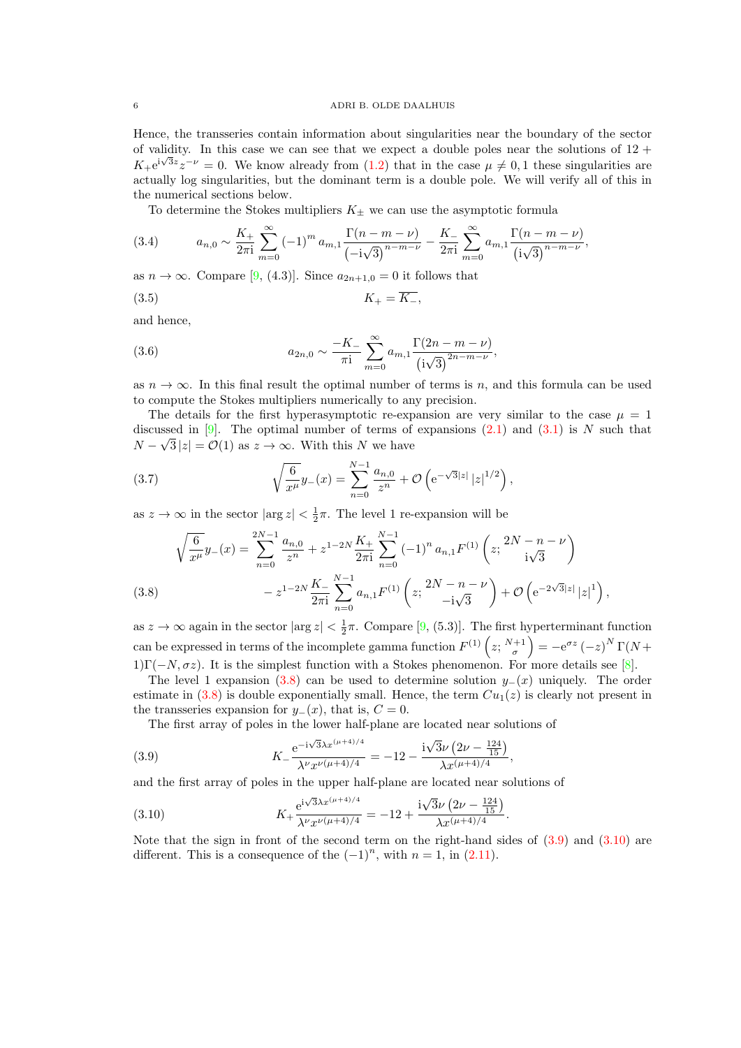Hence, the transseries contain information about singularities near the boundary of the sector of validity. In this case we can see that we expect a double poles near the solutions of $12 + K_+ e^{i\sqrt{3}z} z^{-\nu} = 0$. We know already from (1.2) that in the case $\mu \neq 0, 1$ these singularities are actually log singularities, but the dominant term is a double pole. We will verify all of this in the numerical sections below.

To determine the Stokes multipliers $K_\pm$ we can use the asymptotic formula

$$a_{n,0} \sim \frac{K_+}{2\pi i} \sum_{m=0}^{\infty} (-1)^m a_{m,1} \frac{\Gamma(n-m-\nu)}{\left(-i\sqrt{3}\right)^{n-m-\nu}} - \frac{K_-}{2\pi i} \sum_{m=0}^{\infty} a_{m,1} \frac{\Gamma(n-m-\nu)}{\left(i\sqrt{3}\right)^{n-m-\nu}}, \tag{3.4}$$

as $n \to \infty$. Compare [9, (4.3)]. Since $a_{2n+1,0} = 0$ it follows that

$$K_+ = \overline{K_-}, \tag{3.5}$$

and hence,

$$a_{2n,0} \sim \frac{-K_-}{\pi i} \sum_{m=0}^{\infty} a_{m,1} \frac{\Gamma(2n-m-\nu)}{\left(i\sqrt{3}\right)^{2n-m-\nu}}, \tag{3.6}$$

as $n \to \infty$. In this final result the optimal number of terms is $n$, and this formula can be used to compute the Stokes multipliers numerically to any precision.

The details for the first hyperasymptotic re-expansion are very similar to the case $\mu = 1$ discussed in [9]. The optimal number of terms of expansions (2.1) and (3.1) is $N$ such that $N - \sqrt{3}\,|z| = \mathcal{O}(1)$ as $z \to \infty$. With this $N$ we have

$$\sqrt{\frac{6}{x^\mu}}\, y_-(x) = \sum_{n=0}^{N-1} \frac{a_{n,0}}{z^n} + \mathcal{O}\left(e^{-\sqrt{3}|z|}\, |z|^{1/2}\right), \tag{3.7}$$

as $z \to \infty$ in the sector $|\arg z| < \frac{1}{2}\pi$. The level 1 re-expansion will be

$$\begin{aligned} \sqrt{\frac{6}{x^\mu}}\, y_-(x) = \sum_{n=0}^{2N-1} \frac{a_{n,0}}{z^n} &+ z^{1-2N} \frac{K_+}{2\pi i} \sum_{n=0}^{N-1} (-1)^n a_{n,1} F^{(1)}\left(z; \begin{matrix} 2N-n-\nu \\ i\sqrt{3} \end{matrix}\right) \\ &- z^{1-2N} \frac{K_-}{2\pi i} \sum_{n=0}^{N-1} a_{n,1} F^{(1)}\left(z; \begin{matrix} 2N-n-\nu \\ -i\sqrt{3} \end{matrix}\right) + \mathcal{O}\left(e^{-2\sqrt{3}|z|}\, |z|^1\right), \end{aligned} \tag{3.8}$$

as $z \to \infty$ again in the sector $|\arg z| < \frac{1}{2}\pi$. Compare [9, (5.3)]. The first hyperterminant function can be expressed in terms of the incomplete gamma function $F^{(1)}\left(z; \begin{smallmatrix} N+1 \\ \sigma \end{smallmatrix}\right) = -e^{\sigma z} (-z)^N \Gamma(N+1)\Gamma(-N, \sigma z)$. It is the simplest function with a Stokes phenomenon. For more details see [8].

The level 1 expansion (3.8) can be used to determine solution $y_-(x)$ uniquely. The order estimate in (3.8) is double exponentially small. Hence, the term $Cu_1(z)$ is clearly not present in the transseries expansion for $y_-(x)$, that is, $C = 0$.

The first array of poles in the lower half-plane are located near solutions of

$$K_- \frac{e^{-i\sqrt{3}\lambda x^{(\mu+4)/4}}}{\lambda^\nu x^{\nu(\mu+4)/4}} = -12 - \frac{i\sqrt{3}\nu\left(2\nu - \frac{124}{15}\right)}{\lambda x^{(\mu+4)/4}}, \tag{3.9}$$

and the first array of poles in the upper half-plane are located near solutions of

$$K_+ \frac{e^{i\sqrt{3}\lambda x^{(\mu+4)/4}}}{\lambda^\nu x^{\nu(\mu+4)/4}} = -12 + \frac{i\sqrt{3}\nu\left(2\nu - \frac{124}{15}\right)}{\lambda x^{(\mu+4)/4}}. \tag{3.10}$$

Note that the sign in front of the second term on the right-hand sides of (3.9) and (3.10) are different. This is a consequence of the $(-1)^n$, with $n = 1$, in (2.11).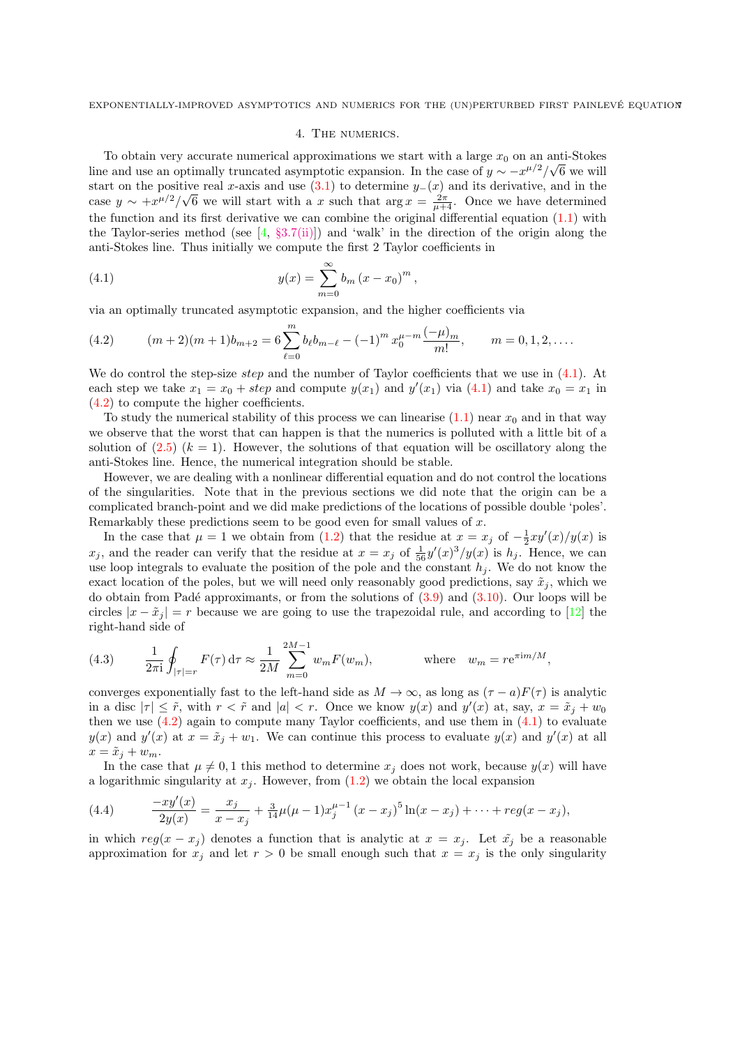## 4. The numerics.

To obtain very accurate numerical approximations we start with a large $x_0$ on an anti-Stokes line and use an optimally truncated asymptotic expansion. In the case of $y \sim -x^{\mu/2}/\sqrt{6}$ we will start on the positive real $x$-axis and use (3.1) to determine $y_-(x)$ and its derivative, and in the case $y \sim +x^{\mu/2}/\sqrt{6}$ we will start with a $x$ such that $\arg x = \frac{2\pi}{\mu+4}$. Once we have determined the function and its first derivative we can combine the original differential equation (1.1) with the Taylor-series method (see [4, §3.7(ii)]) and 'walk' in the direction of the origin along the anti-Stokes line. Thus initially we compute the first 2 Taylor coefficients in

$$y(x) = \sum_{m=0}^{\infty} b_m \left(x - x_0\right)^m, \tag{4.1}$$

via an optimally truncated asymptotic expansion, and the higher coefficients via

$$(m+2)(m+1)b_{m+2} = 6\sum_{\ell=0}^{m} b_\ell b_{m-\ell} - (-1)^m x_0^{\mu-m}\frac{(-\mu)_m}{m!}, \qquad m = 0, 1, 2, \ldots. \tag{4.2}$$

We do control the step-size *step* and the number of Taylor coefficients that we use in (4.1). At each step we take $x_1 = x_0 + step$ and compute $y(x_1)$ and $y'(x_1)$ via (4.1) and take $x_0 = x_1$ in (4.2) to compute the higher coefficients.

To study the numerical stability of this process we can linearise (1.1) near $x_0$ and in that way we observe that the worst that can happen is that the numerics is polluted with a little bit of a solution of (2.5) ($k = 1$). However, the solutions of that equation will be oscillatory along the anti-Stokes line. Hence, the numerical integration should be stable.

However, we are dealing with a nonlinear differential equation and do not control the locations of the singularities. Note that in the previous sections we did note that the origin can be a complicated branch-point and we did make predictions of the locations of possible double 'poles'. Remarkably these predictions seem to be good even for small values of $x$.

In the case that $\mu = 1$ we obtain from (1.2) that the residue at $x = x_j$ of $-\frac{1}{2}xy'(x)/y(x)$ is $x_j$, and the reader can verify that the residue at $x = x_j$ of $\frac{1}{56}y'(x)^3/y(x)$ is $h_j$. Hence, we can use loop integrals to evaluate the position of the pole and the constant $h_j$. We do not know the exact location of the poles, but we will need only reasonably good predictions, say $\tilde{x}_j$, which we do obtain from Padé approximants, or from the solutions of (3.9) and (3.10). Our loops will be circles $|x - \tilde{x}_j| = r$ because we are going to use the trapezoidal rule, and according to [12] the right-hand side of

$$\frac{1}{2\pi\mathrm{i}}\oint_{|\tau|=r} F(\tau)\,\mathrm{d}\tau \approx \frac{1}{2M}\sum_{m=0}^{2M-1} w_m F(w_m), \qquad \text{where} \quad w_m = r\mathrm{e}^{\pi\mathrm{i}m/M}, \tag{4.3}$$

converges exponentially fast to the left-hand side as $M \to \infty$, as long as $(\tau - a)F(\tau)$ is analytic in a disc $|\tau| \le \tilde{r}$, with $r < \tilde{r}$ and $|a| < r$. Once we know $y(x)$ and $y'(x)$ at, say, $x = \tilde{x}_j + w_0$ then we use (4.2) again to compute many Taylor coefficients, and use them in (4.1) to evaluate $y(x)$ and $y'(x)$ at $x = \tilde{x}_j + w_1$. We can continue this process to evaluate $y(x)$ and $y'(x)$ at all $x = \tilde{x}_j + w_m$.

In the case that $\mu \neq 0, 1$ this method to determine $x_j$ does not work, because $y(x)$ will have a logarithmic singularity at $x_j$. However, from (1.2) we obtain the local expansion

$$\frac{-xy'(x)}{2y(x)} = \frac{x_j}{x - x_j} + \tfrac{3}{14}\mu(\mu-1)x_j^{\mu-1}\left(x - x_j\right)^5 \ln(x - x_j) + \cdots + reg(x - x_j), \tag{4.4}$$

in which $reg(x - x_j)$ denotes a function that is analytic at $x = x_j$. Let $\tilde{x}_j$ be a reasonable approximation for $x_j$ and let $r > 0$ be small enough such that $x = x_j$ is the only singularity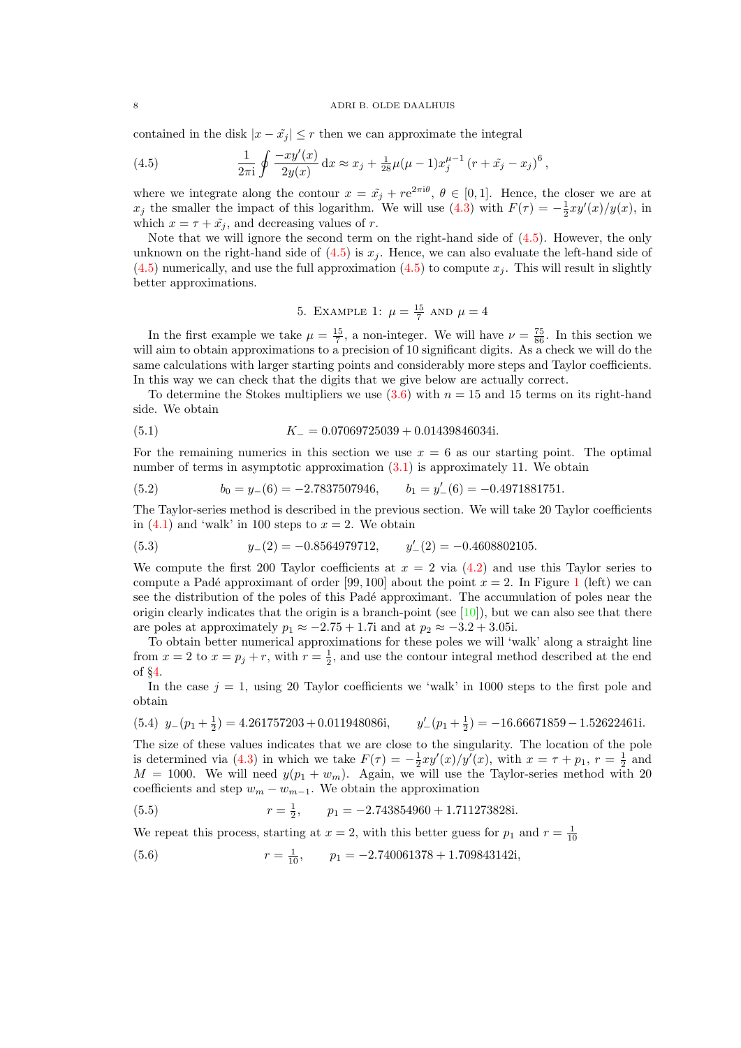contained in the disk $|x - \tilde{x_j}| \le r$ then we can approximate the integral

$$\frac{1}{2\pi \mathrm{i}} \oint \frac{-xy'(x)}{2y(x)} \, \mathrm{d}x \approx x_j + \tfrac{1}{28}\mu(\mu-1)x_j^{\mu-1} \left(r + \tilde{x_j} - x_j\right)^6, \tag{4.5}$$

where we integrate along the contour $x = \tilde{x_j} + r\mathrm{e}^{2\pi \mathrm{i}\theta}$, $\theta \in [0,1]$. Hence, the closer we are at $x_j$ the smaller the impact of this logarithm. We will use (4.3) with $F(\tau) = -\frac{1}{2}xy'(x)/y(x)$, in which $x = \tau + \tilde{x_j}$, and decreasing values of $r$.

Note that we will ignore the second term on the right-hand side of (4.5). However, the only unknown on the right-hand side of (4.5) is $x_j$. Hence, we can also evaluate the left-hand side of (4.5) numerically, and use the full approximation (4.5) to compute $x_j$. This will result in slightly better approximations.

## 5. Example 1: $\mu = \frac{15}{7}$ and $\mu = 4$

In the first example we take $\mu = \frac{15}{7}$, a non-integer. We will have $\nu = \frac{75}{86}$. In this section we will aim to obtain approximations to a precision of 10 significant digits. As a check we will do the same calculations with larger starting points and considerably more steps and Taylor coefficients. In this way we can check that the digits that we give below are actually correct.

To determine the Stokes multipliers we use (3.6) with $n = 15$ and 15 terms on its right-hand side. We obtain

$$K_- = 0.07069725039 + 0.01439846034\mathrm{i}. \tag{5.1}$$

For the remaining numerics in this section we use $x = 6$ as our starting point. The optimal number of terms in asymptotic approximation (3.1) is approximately 11. We obtain

$$b_0 = y_-(6) = -2.7837507946, \qquad b_1 = y_-'(6) = -0.4971881751. \tag{5.2}$$

The Taylor-series method is described in the previous section. We will take 20 Taylor coefficients in (4.1) and 'walk' in 100 steps to $x = 2$. We obtain

$$y_-(2) = -0.8564979712, \qquad y_-'(2) = -0.4608802105. \tag{5.3}$$

We compute the first 200 Taylor coefficients at $x = 2$ via (4.2) and use this Taylor series to compute a Padé approximant of order $[99, 100]$ about the point $x = 2$. In Figure 1 (left) we can see the distribution of the poles of this Padé approximant. The accumulation of poles near the origin clearly indicates that the origin is a branch-point (see [10]), but we can also see that there are poles at approximately $p_1 \approx -2.75 + 1.7\mathrm{i}$ and at $p_2 \approx -3.2 + 3.05\mathrm{i}$.

To obtain better numerical approximations for these poles we will 'walk' along a straight line from $x = 2$ to $x = p_j + r$, with $r = \frac{1}{2}$, and use the contour integral method described at the end of §4.

In the case $j = 1$, using 20 Taylor coefficients we 'walk' in 1000 steps to the first pole and obtain

$$y_-(p_1 + \tfrac{1}{2}) = 4.261757203 + 0.011948086\mathrm{i}, \qquad y_-'(p_1 + \tfrac{1}{2}) = -16.66671859 - 1.52622461\mathrm{i}. \tag{5.4}$$

The size of these values indicates that we are close to the singularity. The location of the pole is determined via (4.3) in which we take $F(\tau) = -\frac{1}{2}xy'(x)/y'(x)$, with $x = \tau + p_1$, $r = \frac{1}{2}$ and $M = 1000$. We will need $y(p_1 + w_m)$. Again, we will use the Taylor-series method with 20 coefficients and step $w_m - w_{m-1}$. We obtain the approximation

$$r = \tfrac{1}{2}, \qquad p_1 = -2.743854960 + 1.711273828\mathrm{i}. \tag{5.5}$$

We repeat this process, starting at $x = 2$, with this better guess for $p_1$ and $r = \frac{1}{10}$

$$r = \tfrac{1}{10}, \qquad p_1 = -2.740061378 + 1.709843142\mathrm{i}, \tag{5.6}$$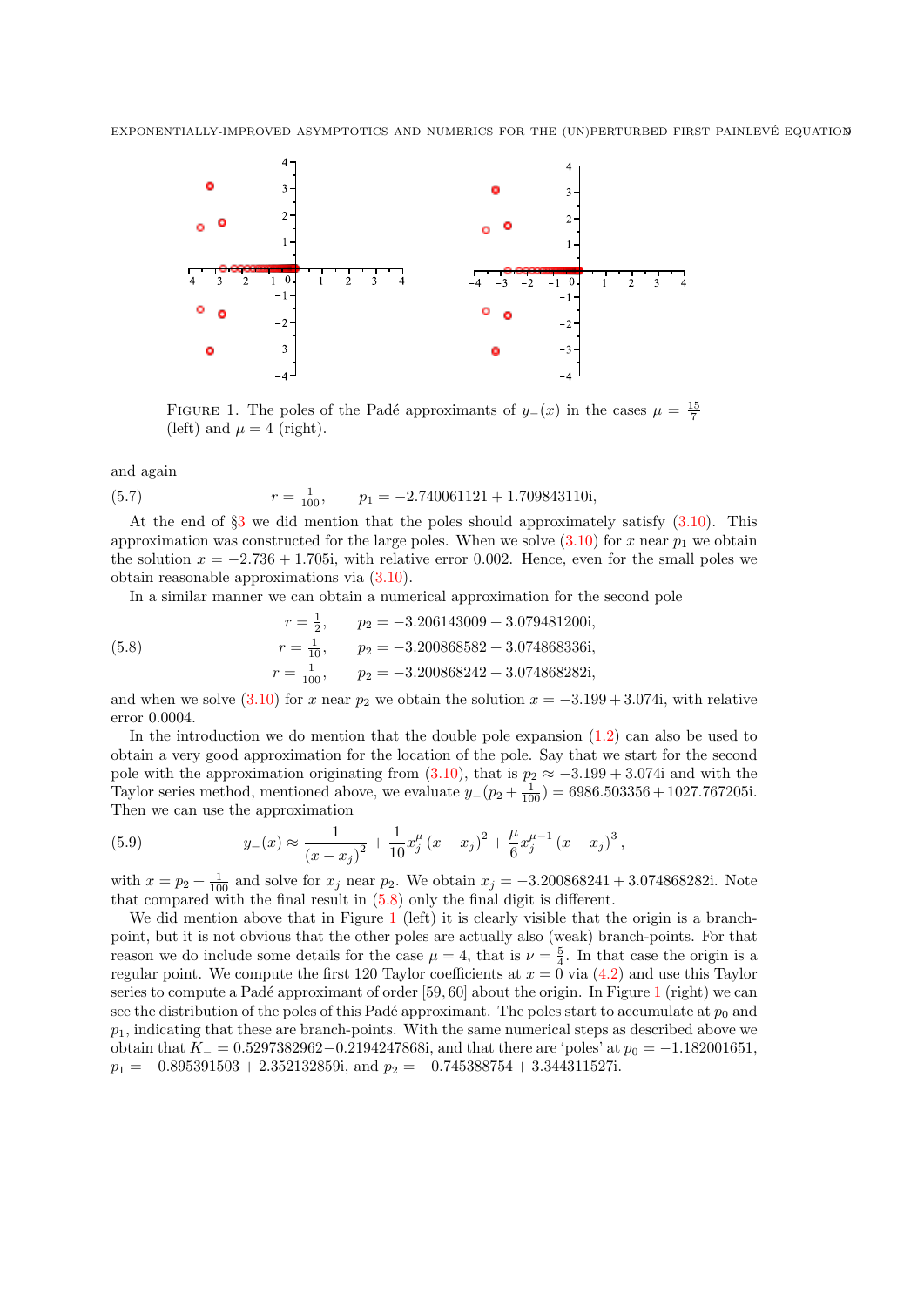FIGURE 1. The poles of the Padé approximants of $y_-(x)$ in the cases $\mu = \frac{15}{7}$ (left) and $\mu = 4$ (right).

and again

$$r = \tfrac{1}{100}, \qquad p_1 = -2.740061121 + 1.709843110\mathrm{i}, \tag{5.7}$$

At the end of §3 we did mention that the poles should approximately satisfy (3.10). This approximation was constructed for the large poles. When we solve (3.10) for $x$ near $p_1$ we obtain the solution $x = -2.736 + 1.705\mathrm{i}$, with relative error 0.002. Hence, even for the small poles we obtain reasonable approximations via (3.10).

In a similar manner we can obtain a numerical approximation for the second pole

$$\begin{aligned} r &= \tfrac{1}{2}, & p_2 &= -3.206143009 + 3.079481200\mathrm{i}, \\ r &= \tfrac{1}{10}, & p_2 &= -3.200868582 + 3.074868336\mathrm{i}, \\ r &= \tfrac{1}{100}, & p_2 &= -3.200868242 + 3.074868282\mathrm{i}, \end{aligned} \tag{5.8}$$

and when we solve (3.10) for $x$ near $p_2$ we obtain the solution $x = -3.199 + 3.074\mathrm{i}$, with relative error 0.0004.

In the introduction we do mention that the double pole expansion (1.2) can also be used to obtain a very good approximation for the location of the pole. Say that we start for the second pole with the approximation originating from (3.10), that is $p_2 \approx -3.199 + 3.074\mathrm{i}$ and with the Taylor series method, mentioned above, we evaluate $y_-(p_2 + \frac{1}{100}) = 6986.503356 + 1027.767205\mathrm{i}$. Then we can use the approximation

$$y_-(x) \approx \frac{1}{(x - x_j)^2} + \frac{1}{10} x_j^{\mu} (x - x_j)^2 + \frac{\mu}{6} x_j^{\mu - 1} (x - x_j)^3, \tag{5.9}$$

with $x = p_2 + \frac{1}{100}$ and solve for $x_j$ near $p_2$. We obtain $x_j = -3.200868241 + 3.074868282\mathrm{i}$. Note that compared with the final result in (5.8) only the final digit is different.

We did mention above that in Figure 1 (left) it is clearly visible that the origin is a branch-point, but it is not obvious that the other poles are actually also (weak) branch-points. For that reason we do include some details for the case $\mu = 4$, that is $\nu = \frac{5}{4}$. In that case the origin is a regular point. We compute the first 120 Taylor coefficients at $x = 0$ via (4.2) and use this Taylor series to compute a Padé approximant of order [59, 60] about the origin. In Figure 1 (right) we can see the distribution of the poles of this Padé approximant. The poles start to accumulate at $p_0$ and $p_1$, indicating that these are branch-points. With the same numerical steps as described above we obtain that $K_- = 0.5297382962 - 0.2194247868\mathrm{i}$, and that there are 'poles' at $p_0 = -1.182001651$, $p_1 = -0.895391503 + 2.352132859\mathrm{i}$, and $p_2 = -0.745388754 + 3.344311527\mathrm{i}$.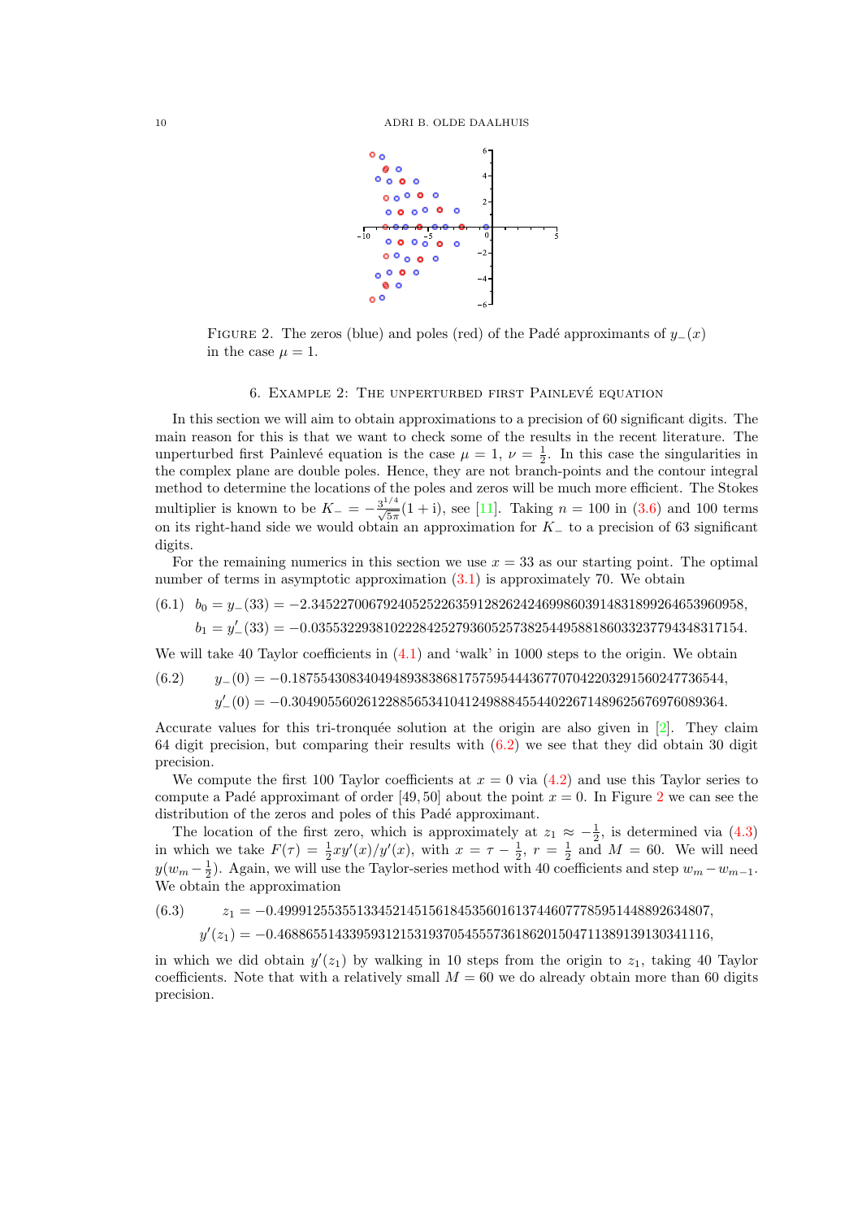FIGURE 2. The zeros (blue) and poles (red) of the Padé approximants of $y_-(x)$ in the case $\mu = 1$.

## 6. Example 2: The unperturbed first Painlevé equation

In this section we will aim to obtain approximations to a precision of 60 significant digits. The main reason for this is that we want to check some of the results in the recent literature. The unperturbed first Painlevé equation is the case $\mu = 1$, $\nu = \frac{1}{2}$. In this case the singularities in the complex plane are double poles. Hence, they are not branch-points and the contour integral method to determine the locations of the poles and zeros will be much more efficient. The Stokes multiplier is known to be $K_- = -\frac{3^{1/4}}{\sqrt{5\pi}}(1 + \mathrm{i})$, see [11]. Taking $n = 100$ in (3.6) and 100 terms on its right-hand side we would obtain an approximation for $K_-$ to a precision of 63 significant digits.

For the remaining numerics in this section we use $x = 33$ as our starting point. The optimal number of terms in asymptotic approximation (3.1) is approximately 70. We obtain

$$
\begin{aligned}
(6.1)\quad b_0 &= y_-(33) = -2.345227006792405252263591282624246998603914831899264653960958,\\
b_1 &= y_-'(33) = -0.035532293810222842527936052573825449588186033237794348317154.
\end{aligned}
$$

We will take 40 Taylor coefficients in (4.1) and 'walk' in 1000 steps to the origin. We obtain

$$
\begin{aligned}
(6.2)\qquad y_-(0) &= -0.187554308340494893838681757595444367707042203291560247736544,\\
y_-'(0) &= -0.304905560261228856534104124988845544022671489625676976089364.
\end{aligned}
$$

Accurate values for this tri-tronquée solution at the origin are also given in [2]. They claim 64 digit precision, but comparing their results with (6.2) we see that they did obtain 30 digit precision.

We compute the first 100 Taylor coefficients at $x = 0$ via (4.2) and use this Taylor series to compute a Padé approximant of order $[49, 50]$ about the point $x = 0$. In Figure 2 we can see the distribution of the zeros and poles of this Padé approximant.

The location of the first zero, which is approximately at $z_1 \approx -\frac{1}{2}$, is determined via (4.3) in which we take $F(\tau) = \frac{1}{2}xy'(x)/y'(x)$, with $x = \tau - \frac{1}{2}$, $r = \frac{1}{2}$ and $M = 60$. We will need $y(w_m - \frac{1}{2})$. Again, we will use the Taylor-series method with 40 coefficients and step $w_m - w_{m-1}$. We obtain the approximation

$$
\begin{aligned}
(6.3)\qquad z_1 &= -0.499912553551334521451561845356016137446077785951448892634807,\\
y'(z_1) &= -0.468865514339593121531937054555736186201504711389139130341116,
\end{aligned}
$$

in which we did obtain $y'(z_1)$ by walking in 10 steps from the origin to $z_1$, taking 40 Taylor coefficients. Note that with a relatively small $M = 60$ we do already obtain more than 60 digits precision.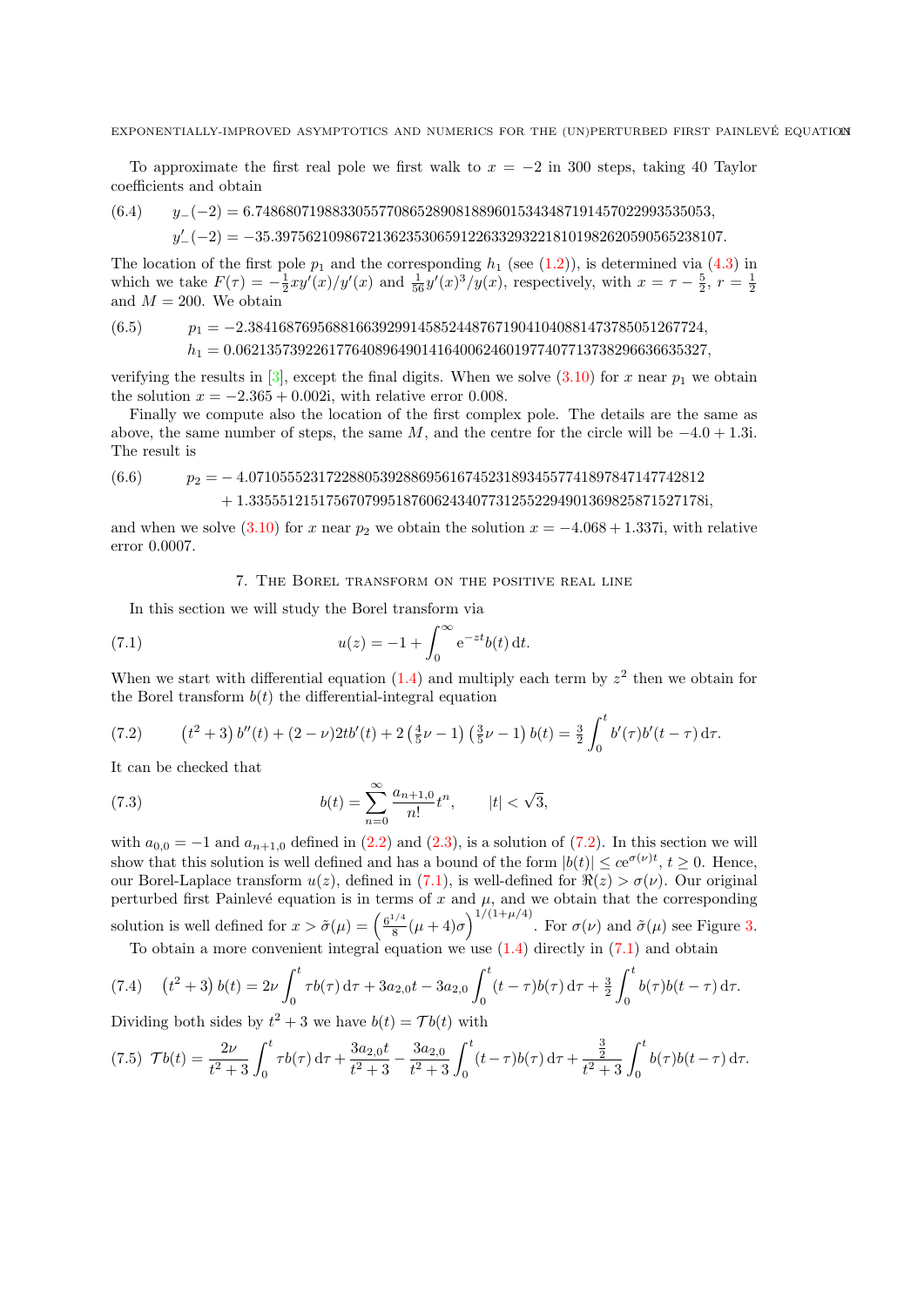To approximate the first real pole we first walk to $x=-2$ in 300 steps, taking 40 Taylor coefficients and obtain

$$
\begin{aligned}
(6.4)\qquad & y_-(-2) = 6.7486807198833055770865289081889601534348719145702299353505 3,\\
& y_-'(-2) = -35.397562109867213623530659122633293221810198262059056523810 7.
\end{aligned}
$$

The location of the first pole $p_1$ and the corresponding $h_1$ (see (1.2)), is determined via (4.3) in which we take $F(\tau)=-\frac{1}{2}xy'(x)/y'(x)$ and $\frac{1}{56}y'(x)^3/y(x)$, respectively, with $x=\tau-\frac{5}{2}$, $r=\frac{1}{2}$ and $M=200$. We obtain

$$
\begin{aligned}
(6.5)\qquad & p_1 = -2.384168769568816639299145852448767190410408814737850512677 24,\\
& h_1 = 0.062135739226177640896490141640062460197740771373829663663532 7,
\end{aligned}
$$

verifying the results in [3], except the final digits. When we solve (3.10) for $x$ near $p_1$ we obtain the solution $x=-2.365+0.002\mathrm{i}$, with relative error 0.008.

Finally we compute also the location of the first complex pole. The details are the same as above, the same number of steps, the same $M$, and the centre for the circle will be $-4.0+1.3\mathrm{i}$. The result is

$$
\begin{aligned}
(6.6)\qquad p_2 = & -4.071055523172288053928869561674523189345577418978471477428 12\\
& +1.335551215175670799518760624340773125522949013698258715271 78\mathrm{i},
\end{aligned}
$$

and when we solve (3.10) for $x$ near $p_2$ we obtain the solution $x=-4.068+1.337\mathrm{i}$, with relative error 0.0007.

## 7. The Borel transform on the positive real line

In this section we will study the Borel transform via

$$
u(z) = -1 + \int_0^\infty \mathrm{e}^{-zt} b(t)\,\mathrm{d}t. \tag{7.1}
$$

When we start with differential equation (1.4) and multiply each term by $z^2$ then we obtain for the Borel transform $b(t)$ the differential-integral equation

$$
\left(t^2+3\right)b''(t) + (2-\nu)2tb'(t) + 2\left(\tfrac{4}{5}\nu-1\right)\left(\tfrac{3}{5}\nu-1\right)b(t) = \tfrac{3}{2}\int_0^t b'(\tau)b'(t-\tau)\,\mathrm{d}\tau. \tag{7.2}
$$

It can be checked that

$$
b(t) = \sum_{n=0}^\infty \frac{a_{n+1,0}}{n!}t^n, \qquad |t|<\sqrt{3}, \tag{7.3}
$$

with $a_{0,0}=-1$ and $a_{n+1,0}$ defined in (2.2) and (2.3), is a solution of (7.2). In this section we will show that this solution is well defined and has a bound of the form $|b(t)|\le c\mathrm{e}^{\sigma(\nu)t}$, $t\ge 0$. Hence, our Borel-Laplace transform $u(z)$, defined in (7.1), is well-defined for $\Re(z)>\sigma(\nu)$. Our original perturbed first Painlevé equation is in terms of $x$ and $\mu$, and we obtain that the corresponding solution is well defined for $x>\tilde\sigma(\mu)=\left(\frac{6^{1/4}}{8}(\mu+4)\sigma\right)^{1/(1+\mu/4)}$. For $\sigma(\nu)$ and $\tilde\sigma(\mu)$ see Figure 3.

To obtain a more convenient integral equation we use (1.4) directly in (7.1) and obtain

$$
\left(t^2+3\right)b(t) = 2\nu\int_0^t \tau b(\tau)\,\mathrm{d}\tau + 3a_{2,0}t - 3a_{2,0}\int_0^t (t-\tau)b(\tau)\,\mathrm{d}\tau + \tfrac{3}{2}\int_0^t b(\tau)b(t-\tau)\,\mathrm{d}\tau. \tag{7.4}
$$

Dividing both sides by $t^2+3$ we have $b(t)=\mathcal{T}b(t)$ with

$$
\mathcal{T}b(t) = \frac{2\nu}{t^2+3}\int_0^t \tau b(\tau)\,\mathrm{d}\tau + \frac{3a_{2,0}t}{t^2+3} - \frac{3a_{2,0}}{t^2+3}\int_0^t (t-\tau)b(\tau)\,\mathrm{d}\tau + \frac{\frac{3}{2}}{t^2+3}\int_0^t b(\tau)b(t-\tau)\,\mathrm{d}\tau. \tag{7.5}
$$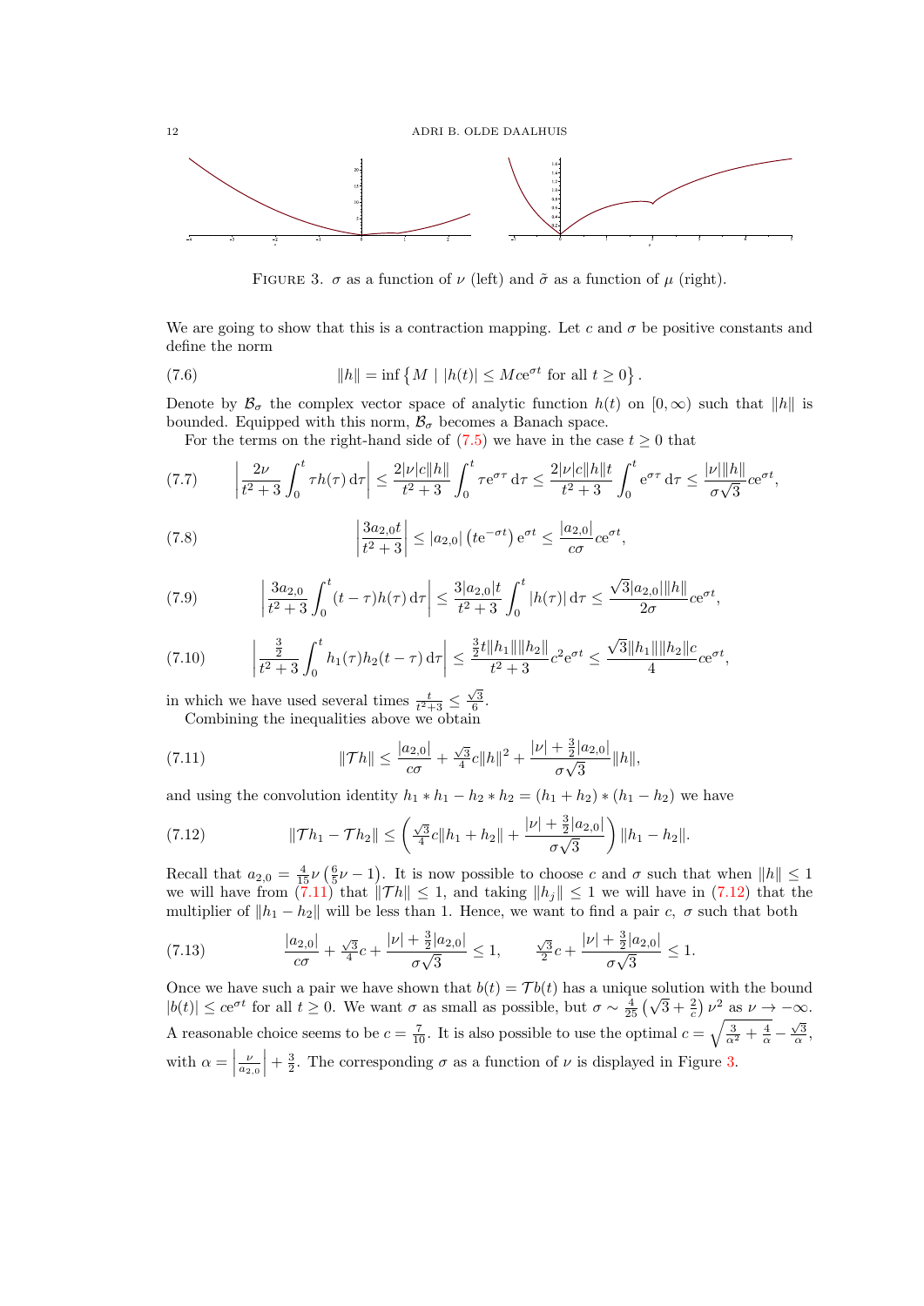FIGURE 3. $\sigma$ as a function of $\nu$ (left) and $\tilde{\sigma}$ as a function of $\mu$ (right).

We are going to show that this is a contraction mapping. Let $c$ and $\sigma$ be positive constants and define the norm

$$\|h\| = \inf\left\{ M \mid |h(t)| \le Mc\mathrm{e}^{\sigma t} \text{ for all } t \ge 0 \right\}. \tag{7.6}$$

Denote by $\mathcal{B}_\sigma$ the complex vector space of analytic function $h(t)$ on $[0, \infty)$ such that $\|h\|$ is bounded. Equipped with this norm, $\mathcal{B}_\sigma$ becomes a Banach space.

For the terms on the right-hand side of (7.5) we have in the case $t \ge 0$ that

$$\left|\frac{2\nu}{t^2+3}\int_0^t \tau h(\tau)\,\mathrm{d}\tau\right| \le \frac{2|\nu|c\|h\|}{t^2+3}\int_0^t \tau \mathrm{e}^{\sigma\tau}\,\mathrm{d}\tau \le \frac{2|\nu|c\|h\|t}{t^2+3}\int_0^t \mathrm{e}^{\sigma\tau}\,\mathrm{d}\tau \le \frac{|\nu|\|h\|}{\sigma\sqrt{3}}c\mathrm{e}^{\sigma t}, \tag{7.7}$$

$$\left|\frac{3a_{2,0}t}{t^2+3}\right| \le |a_{2,0}|\left(t\mathrm{e}^{-\sigma t}\right)\mathrm{e}^{\sigma t} \le \frac{|a_{2,0}|}{c\sigma}c\mathrm{e}^{\sigma t}, \tag{7.8}$$

$$\left|\frac{3a_{2,0}}{t^2+3}\int_0^t (t-\tau)h(\tau)\,\mathrm{d}\tau\right| \le \frac{3|a_{2,0}|t}{t^2+3}\int_0^t |h(\tau)|\,\mathrm{d}\tau \le \frac{\sqrt{3}|a_{2,0}|\|h\|}{2\sigma}c\mathrm{e}^{\sigma t}, \tag{7.9}$$

$$\left|\frac{\frac{3}{2}}{t^2+3}\int_0^t h_1(\tau)h_2(t-\tau)\,\mathrm{d}\tau\right| \le \frac{\frac{3}{2}t\|h_1\|\|h_2\|}{t^2+3}c^2\mathrm{e}^{\sigma t} \le \frac{\sqrt{3}\|h_1\|\|h_2\|c}{4}c\mathrm{e}^{\sigma t}, \tag{7.10}$$

in which we have used several times $\frac{t}{t^2+3} \le \frac{\sqrt{3}}{6}$.

Combining the inequalities above we obtain

$$\|\mathcal{T}h\| \le \frac{|a_{2,0}|}{c\sigma} + \tfrac{\sqrt{3}}{4}c\|h\|^2 + \frac{|\nu| + \frac{3}{2}|a_{2,0}|}{\sigma\sqrt{3}}\|h\|, \tag{7.11}$$

and using the convolution identity $h_1 * h_1 - h_2 * h_2 = (h_1+h_2)*(h_1-h_2)$ we have

$$\|\mathcal{T}h_1 - \mathcal{T}h_2\| \le \left(\tfrac{\sqrt{3}}{4}c\|h_1+h_2\| + \frac{|\nu| + \frac{3}{2}|a_{2,0}|}{\sigma\sqrt{3}}\right)\|h_1 - h_2\|. \tag{7.12}$$

Recall that $a_{2,0} = \frac{4}{15}\nu\left(\frac{6}{5}\nu - 1\right)$. It is now possible to choose $c$ and $\sigma$ such that when $\|h\| \le 1$ we will have from (7.11) that $\|\mathcal{T}h\| \le 1$, and taking $\|h_j\| \le 1$ we will have in (7.12) that the multiplier of $\|h_1 - h_2\|$ will be less than 1. Hence, we want to find a pair $c$, $\sigma$ such that both

$$\frac{|a_{2,0}|}{c\sigma} + \tfrac{\sqrt{3}}{4}c + \frac{|\nu| + \frac{3}{2}|a_{2,0}|}{\sigma\sqrt{3}} \le 1, \qquad \tfrac{\sqrt{3}}{2}c + \frac{|\nu| + \frac{3}{2}|a_{2,0}|}{\sigma\sqrt{3}} \le 1. \tag{7.13}$$

Once we have such a pair we have shown that $b(t) = \mathcal{T}b(t)$ has a unique solution with the bound $|b(t)| \le c\mathrm{e}^{\sigma t}$ for all $t \ge 0$. We want $\sigma$ as small as possible, but $\sigma \sim \frac{4}{25}\left(\sqrt{3} + \frac{2}{c}\right)\nu^2$ as $\nu \to -\infty$. A reasonable choice seems to be $c = \frac{7}{10}$. It is also possible to use the optimal $c = \sqrt{\frac{3}{\alpha^2} + \frac{4}{\alpha}} - \frac{\sqrt{3}}{\alpha}$, with $\alpha = \left|\frac{\nu}{a_{2,0}}\right| + \frac{3}{2}$. The corresponding $\sigma$ as a function of $\nu$ is displayed in Figure 3.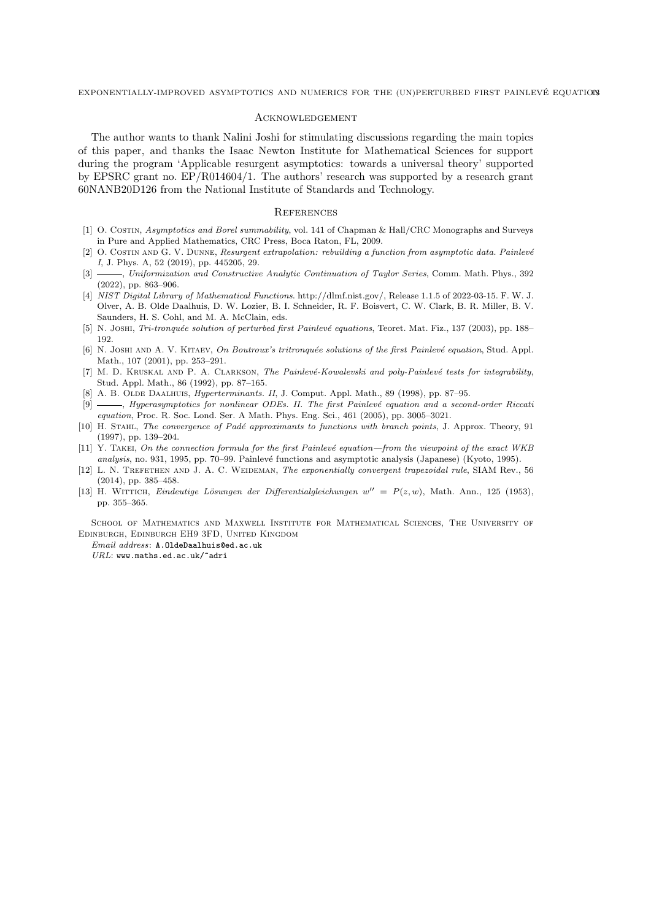## Acknowledgement

The author wants to thank Nalini Joshi for stimulating discussions regarding the main topics of this paper, and thanks the Isaac Newton Institute for Mathematical Sciences for support during the program 'Applicable resurgent asymptotics: towards a universal theory' supported by EPSRC grant no. EP/R014604/1. The authors' research was supported by a research grant 60NANB20D126 from the National Institute of Standards and Technology.

## References

[1] O. Costin, *Asymptotics and Borel summability*, vol. 141 of Chapman & Hall/CRC Monographs and Surveys in Pure and Applied Mathematics, CRC Press, Boca Raton, FL, 2009.

[2] O. Costin and G. V. Dunne, *Resurgent extrapolation: rebuilding a function from asymptotic data. Painlevé I*, J. Phys. A, 52 (2019), pp. 445205, 29.

[3] ———, *Uniformization and Constructive Analytic Continuation of Taylor Series*, Comm. Math. Phys., 392 (2022), pp. 863–906.

[4] *NIST Digital Library of Mathematical Functions*. http://dlmf.nist.gov/, Release 1.1.5 of 2022-03-15. F. W. J. Olver, A. B. Olde Daalhuis, D. W. Lozier, B. I. Schneider, R. F. Boisvert, C. W. Clark, B. R. Miller, B. V. Saunders, H. S. Cohl, and M. A. McClain, eds.

[5] N. Joshi, *Tri-tronquée solution of perturbed first Painlevé equations*, Teoret. Mat. Fiz., 137 (2003), pp. 188–192.

[6] N. Joshi and A. V. Kitaev, *On Boutroux's tritronquée solutions of the first Painlevé equation*, Stud. Appl. Math., 107 (2001), pp. 253–291.

[7] M. D. Kruskal and P. A. Clarkson, *The Painlevé-Kowalevski and poly-Painlevé tests for integrability*, Stud. Appl. Math., 86 (1992), pp. 87–165.

[8] A. B. Olde Daalhuis, *Hyperterminants. II*, J. Comput. Appl. Math., 89 (1998), pp. 87–95.

[9] ———, *Hyperasymptotics for nonlinear ODEs. II. The first Painlevé equation and a second-order Riccati equation*, Proc. R. Soc. Lond. Ser. A Math. Phys. Eng. Sci., 461 (2005), pp. 3005–3021.

[10] H. Stahl, *The convergence of Padé approximants to functions with branch points*, J. Approx. Theory, 91 (1997), pp. 139–204.

[11] Y. Takei, *On the connection formula for the first Painlevé equation—from the viewpoint of the exact WKB analysis*, no. 931, 1995, pp. 70–99. Painlevé functions and asymptotic analysis (Japanese) (Kyoto, 1995).

[12] L. N. Trefethen and J. A. C. Weideman, *The exponentially convergent trapezoidal rule*, SIAM Rev., 56 (2014), pp. 385–458.

[13] H. Wittich, *Eindeutige Lösungen der Differentialgleichungen $w'' = P(z, w)$*, Math. Ann., 125 (1953), pp. 355–365.

School of Mathematics and Maxwell Institute for Mathematical Sciences, The University of Edinburgh, Edinburgh EH9 3FD, United Kingdom

*Email address*: A.OldeDaalhuis@ed.ac.uk

*URL*: www.maths.ed.ac.uk/~adri